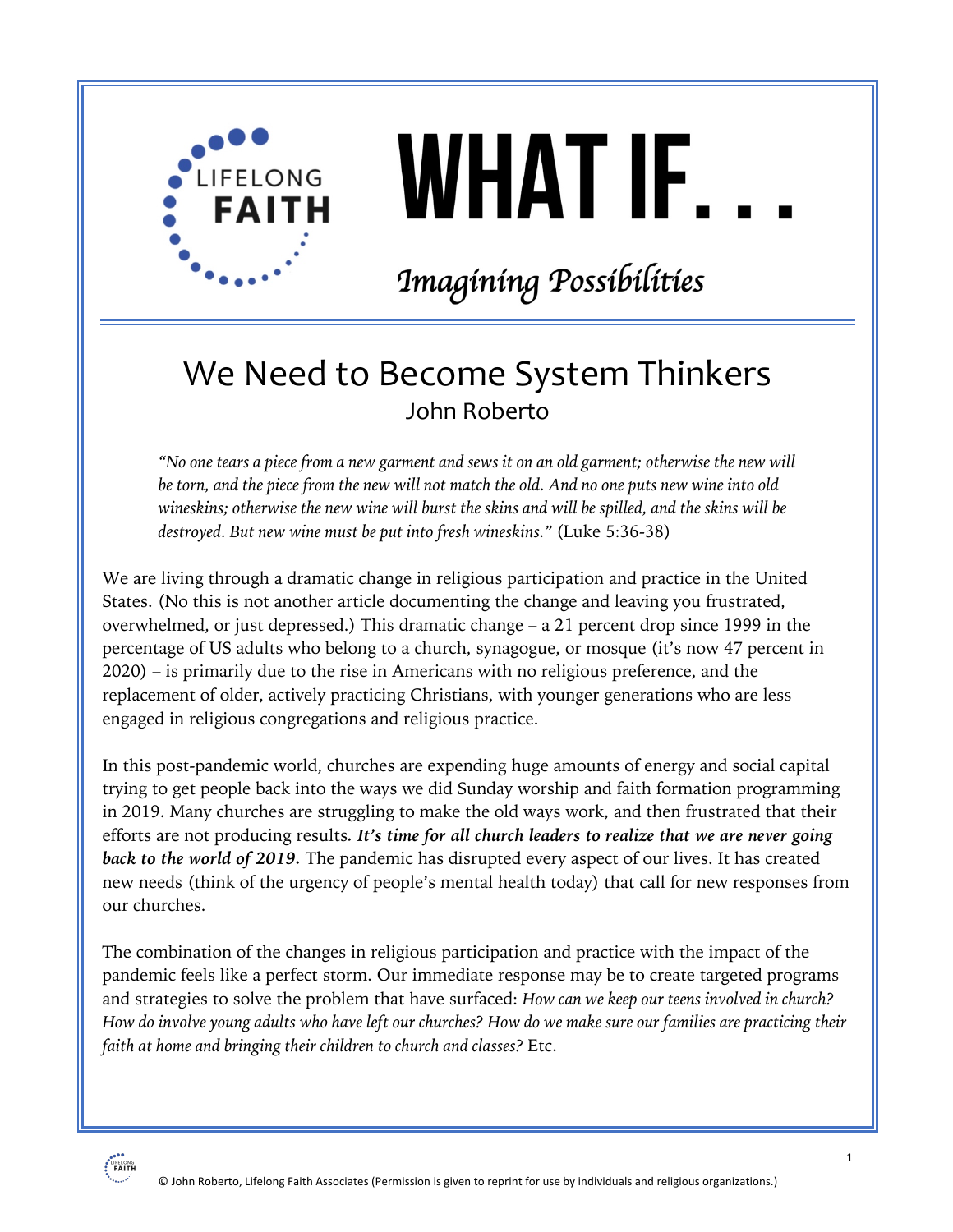# WHAT IF. . .

*Imagining Possibilities*

## We Need to Become System Thinkers

John Roberto

*"No one tears a piece from a new garment and sews it on an old garment; otherwise the new will be torn, and the piece from the new will not match the old. And no one puts new wine into old wineskins; otherwise the new wine will burst the skins and will be spilled, and the skins will be destroyed. But new wine must be put into fresh wineskins."* (Luke 5:36-38)

We are living through a dramatic change in religious participation and practice in the United States. (No this is not another article documenting the change and leaving you frustrated, overwhelmed, or just depressed.) This dramatic change – a 21 percent drop since 1999 in the percentage of US adults who belong to a church, synagogue, or mosque (it's now 47 percent in 2020) – is primarily due to the rise in Americans with no religious preference, and the replacement of older, actively practicing Christians, with younger generations who are less engaged in religious congregations and religious practice.

In this post-pandemic world, churches are expending huge amounts of energy and social capital trying to get people back into the ways we did Sunday worship and faith formation programming in 2019. Many churches are struggling to make the old ways work, and then frustrated that their efforts are not producing results. ***It's time for all church leaders to realize that we are never going back to the world of 2019.*** The pandemic has disrupted every aspect of our lives. It has created new needs (think of the urgency of people's mental health today) that call for new responses from our churches.

The combination of the changes in religious participation and practice with the impact of the pandemic feels like a perfect storm. Our immediate response may be to create targeted programs and strategies to solve the problem that have surfaced: *How can we keep our teens involved in church? How do involve young adults who have left our churches? How do we make sure our families are practicing their faith at home and bringing their children to church and classes?* Etc.

© John Roberto, Lifelong Faith Associates (Permission is given to reprint for use by individuals and religious organizations.)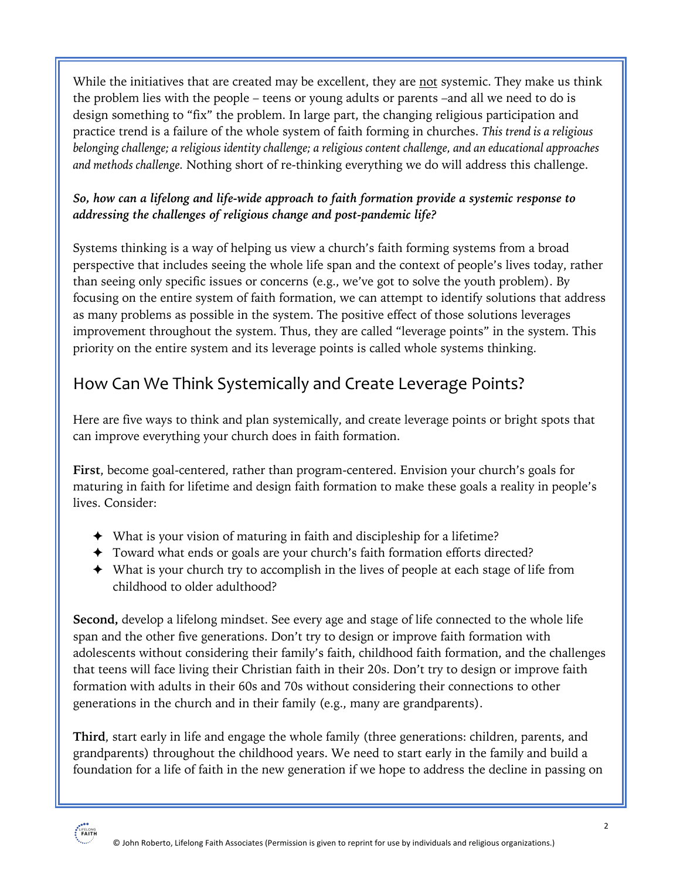While the initiatives that are created may be excellent, they are not systemic. They make us think the problem lies with the people – teens or young adults or parents –and all we need to do is design something to "fix" the problem. In large part, the changing religious participation and practice trend is a failure of the whole system of faith forming in churches. *This trend is a religious belonging challenge; a religious identity challenge; a religious content challenge, and an educational approaches and methods challenge.* Nothing short of re-thinking everything we do will address this challenge.

***So, how can a lifelong and life-wide approach to faith formation provide a systemic response to addressing the challenges of religious change and post-pandemic life?***

Systems thinking is a way of helping us view a church's faith forming systems from a broad perspective that includes seeing the whole life span and the context of people's lives today, rather than seeing only specific issues or concerns (e.g., we've got to solve the youth problem). By focusing on the entire system of faith formation, we can attempt to identify solutions that address as many problems as possible in the system. The positive effect of those solutions leverages improvement throughout the system. Thus, they are called "leverage points" in the system. This priority on the entire system and its leverage points is called whole systems thinking.

## How Can We Think Systemically and Create Leverage Points?

Here are five ways to think and plan systemically, and create leverage points or bright spots that can improve everything your church does in faith formation.

**First**, become goal-centered, rather than program-centered. Envision your church's goals for maturing in faith for lifetime and design faith formation to make these goals a reality in people's lives. Consider:

- What is your vision of maturing in faith and discipleship for a lifetime?
- Toward what ends or goals are your church's faith formation efforts directed?
- What is your church try to accomplish in the lives of people at each stage of life from childhood to older adulthood?

**Second,** develop a lifelong mindset. See every age and stage of life connected to the whole life span and the other five generations. Don't try to design or improve faith formation with adolescents without considering their family's faith, childhood faith formation, and the challenges that teens will face living their Christian faith in their 20s. Don't try to design or improve faith formation with adults in their 60s and 70s without considering their connections to other generations in the church and in their family (e.g., many are grandparents).

**Third**, start early in life and engage the whole family (three generations: children, parents, and grandparents) throughout the childhood years. We need to start early in the family and build a foundation for a life of faith in the new generation if we hope to address the decline in passing on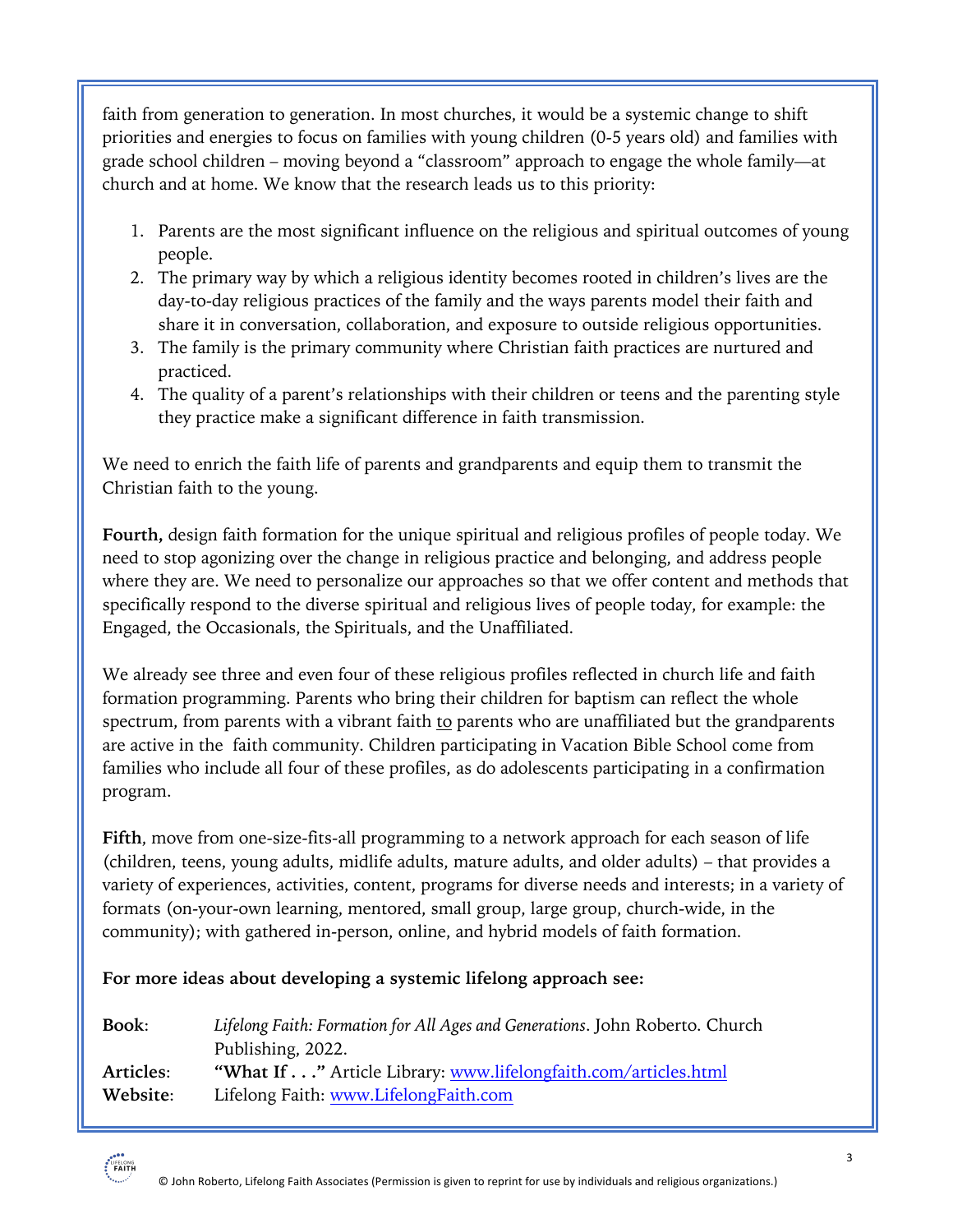faith from generation to generation. In most churches, it would be a systemic change to shift priorities and energies to focus on families with young children (0-5 years old) and families with grade school children – moving beyond a "classroom" approach to engage the whole family—at church and at home. We know that the research leads us to this priority:

1. Parents are the most significant influence on the religious and spiritual outcomes of young people.
2. The primary way by which a religious identity becomes rooted in children's lives are the day-to-day religious practices of the family and the ways parents model their faith and share it in conversation, collaboration, and exposure to outside religious opportunities.
3. The family is the primary community where Christian faith practices are nurtured and practiced.
4. The quality of a parent's relationships with their children or teens and the parenting style they practice make a significant difference in faith transmission.

We need to enrich the faith life of parents and grandparents and equip them to transmit the Christian faith to the young.

**Fourth,** design faith formation for the unique spiritual and religious profiles of people today. We need to stop agonizing over the change in religious practice and belonging, and address people where they are. We need to personalize our approaches so that we offer content and methods that specifically respond to the diverse spiritual and religious lives of people today, for example: the Engaged, the Occasionals, the Spirituals, and the Unaffiliated.

We already see three and even four of these religious profiles reflected in church life and faith formation programming. Parents who bring their children for baptism can reflect the whole spectrum, from parents with a vibrant faith <u>to</u> parents who are unaffiliated but the grandparents are active in the faith community. Children participating in Vacation Bible School come from families who include all four of these profiles, as do adolescents participating in a confirmation program.

**Fifth**, move from one-size-fits-all programming to a network approach for each season of life (children, teens, young adults, midlife adults, mature adults, and older adults) – that provides a variety of experiences, activities, content, programs for diverse needs and interests; in a variety of formats (on-your-own learning, mentored, small group, large group, church-wide, in the community); with gathered in-person, online, and hybrid models of faith formation.

**For more ideas about developing a systemic lifelong approach see:**

| | |
|---|---|
| **Book**: | *Lifelong Faith: Formation for All Ages and Generations*. John Roberto. Church Publishing, 2022. |
| **Articles**: | **"What If . . ."** Article Library: www.lifelongfaith.com/articles.html |
| **Website**: | Lifelong Faith: www.LifelongFaith.com |

© John Roberto, Lifelong Faith Associates (Permission is given to reprint for use by individuals and religious organizations.)